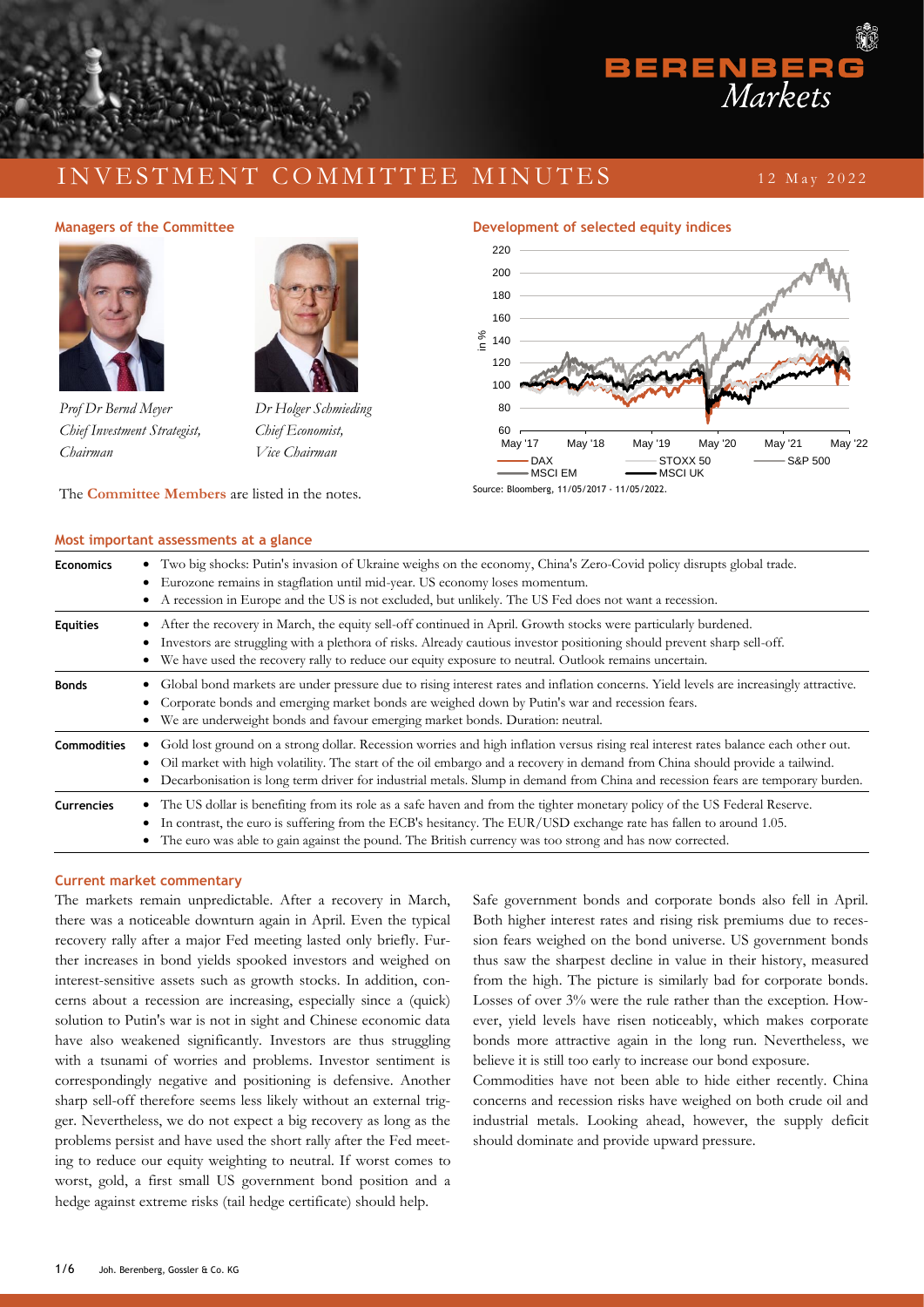# INVESTMENT COMMITTEE MINUTES

12 May 2022

**Managers of the Committee**

*Prof Dr Bernd Meyer*
*Chief Investment Strategist, Chairman*

*Dr Holger Schmieding*
*Chief Economist, Vice Chairman*

The **Committee Members** are listed in the notes.

**Development of selected equity indices**

Source: Bloomberg, 11/05/2017 - 11/05/2022.

**Most important assessments at a glance**

| | |
|---|---|
| **Economics** | • Two big shocks: Putin's invasion of Ukraine weighs on the economy, China's Zero-Covid policy disrupts global trade.<br>• Eurozone remains in stagflation until mid-year. US economy loses momentum.<br>• A recession in Europe and the US is not excluded, but unlikely. The US Fed does not want a recession. |
| **Equities** | • After the recovery in March, the equity sell-off continued in April. Growth stocks were particularly burdened.<br>• Investors are struggling with a plethora of risks. Already cautious investor positioning should prevent sharp sell-off.<br>• We have used the recovery rally to reduce our equity exposure to neutral. Outlook remains uncertain. |
| **Bonds** | • Global bond markets are under pressure due to rising interest rates and inflation concerns. Yield levels are increasingly attractive.<br>• Corporate bonds and emerging market bonds are weighed down by Putin's war and recession fears.<br>• We are underweight bonds and favour emerging market bonds. Duration: neutral. |
| **Commodities** | • Gold lost ground on a strong dollar. Recession worries and high inflation versus rising real interest rates balance each other out.<br>• Oil market with high volatility. The start of the oil embargo and a recovery in demand from China should provide a tailwind.<br>• Decarbonisation is long term driver for industrial metals. Slump in demand from China and recession fears are temporary burden. |
| **Currencies** | • The US dollar is benefiting from its role as a safe haven and from the tighter monetary policy of the US Federal Reserve.<br>• In contrast, the euro is suffering from the ECB's hesitancy. The EUR/USD exchange rate has fallen to around 1.05.<br>• The euro was able to gain against the pound. The British currency was too strong and has now corrected. |

**Current market commentary**

The markets remain unpredictable. After a recovery in March, there was a noticeable downturn again in April. Even the typical recovery rally after a major Fed meeting lasted only briefly. Further increases in bond yields spooked investors and weighed on interest-sensitive assets such as growth stocks. In addition, concerns about a recession are increasing, especially since a (quick) solution to Putin's war is not in sight and Chinese economic data have also weakened significantly. Investors are thus struggling with a tsunami of worries and problems. Investor sentiment is correspondingly negative and positioning is defensive. Another sharp sell-off therefore seems less likely without an external trigger. Nevertheless, we do not expect a big recovery as long as the problems persist and have used the short rally after the Fed meeting to reduce our equity weighting to neutral. If worst comes to worst, gold, a first small US government bond position and a hedge against extreme risks (tail hedge certificate) should help.

Safe government bonds and corporate bonds also fell in April. Both higher interest rates and rising risk premiums due to recession fears weighed on the bond universe. US government bonds thus saw the sharpest decline in value in their history, measured from the high. The picture is similarly bad for corporate bonds. Losses of over 3% were the rule rather than the exception. However, yield levels have risen noticeably, which makes corporate bonds more attractive again in the long run. Nevertheless, we believe it is still too early to increase our bond exposure.

Commodities have not been able to hide either recently. China concerns and recession risks have weighed on both crude oil and industrial metals. Looking ahead, however, the supply deficit should dominate and provide upward pressure.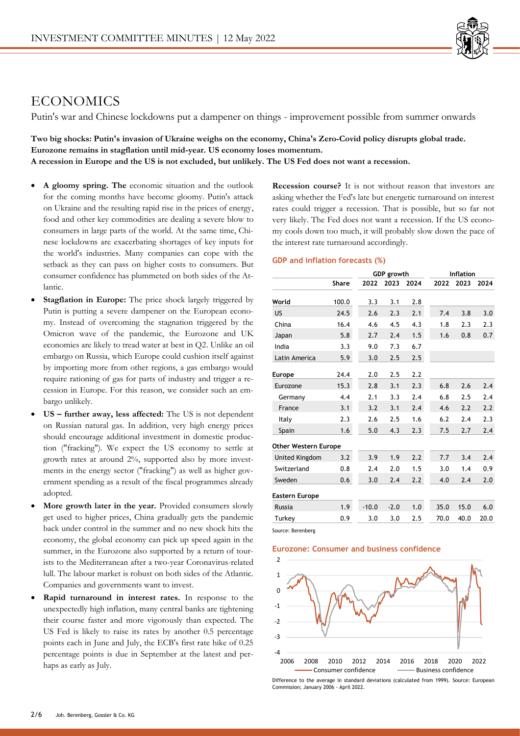# ECONOMICS

Putin's war and Chinese lockdowns put a dampener on things - improvement possible from summer onwards

**Two big shocks: Putin's invasion of Ukraine weighs on the economy, China's Zero-Covid policy disrupts global trade. Eurozone remains in stagflation until mid-year. US economy loses momentum. A recession in Europe and the US is not excluded, but unlikely. The US Fed does not want a recession.**

- **A gloomy spring. The** economic situation and the outlook for the coming months have become gloomy. Putin's attack on Ukraine and the resulting rapid rise in the prices of energy, food and other key commodities are dealing a severe blow to consumers in large parts of the world. At the same time, Chinese lockdowns are exacerbating shortages of key inputs for the world's industries. Many companies can cope with the setback as they can pass on higher costs to consumers. But consumer confidence has plummeted on both sides of the Atlantic.
- **Stagflation in Europe:** The price shock largely triggered by Putin is putting a severe dampener on the European economy. Instead of overcoming the stagnation triggered by the Omicron wave of the pandemic, the Eurozone and UK economies are likely to tread water at best in Q2. Unlike an oil embargo on Russia, which Europe could cushion itself against by importing more from other regions, a gas embargo would require rationing of gas for parts of industry and trigger a recession in Europe. For this reason, we consider such an embargo unlikely.
- **US – further away, less affected:** The US is not dependent on Russian natural gas. In addition, very high energy prices should encourage additional investment in domestic production ("fracking"). We expect the US economy to settle at growth rates at around 2%, supported also by more investments in the energy sector ("fracking") as well as higher government spending as a result of the fiscal programmes already adopted.
- **More growth later in the year.** Provided consumers slowly get used to higher prices, China gradually gets the pandemic back under control in the summer and no new shock hits the economy, the global economy can pick up speed again in the summer, in the Eurozone also supported by a return of tourists to the Mediterranean after a two-year Coronavirus-related lull. The labour market is robust on both sides of the Atlantic. Companies and governments want to invest.
- **Rapid turnaround in interest rates.** In response to the unexpectedly high inflation, many central banks are tightening their course faster and more vigorously than expected. The US Fed is likely to raise its rates by another 0.5 percentage points each in June and July, the ECB's first rate hike of 0.25 percentage points is due in September at the latest and perhaps as early as July.

**Recession course?** It is not without reason that investors are asking whether the Fed's late but energetic turnaround on interest rates could trigger a recession. That is possible, but so far not very likely. The Fed does not want a recession. If the US economy cools down too much, it will probably slow down the pace of the interest rate turnaround accordingly.

### GDP and inflation forecasts (%)

| | | GDP growth | | | Inflation | | |
|---|---|---|---|---|---|---|---|
| | **Share** | **2022** | **2023** | **2024** | **2022** | **2023** | **2024** |
| **World** | 100.0 | 3.3 | 3.1 | 2.8 | | | |
| US | 24.5 | 2.6 | 2.3 | 2.1 | 7.4 | 3.8 | 3.0 |
| China | 16.4 | 4.6 | 4.5 | 4.3 | 1.8 | 2.3 | 2.3 |
| Japan | 5.8 | 2.7 | 2.4 | 1.5 | 1.6 | 0.8 | 0.7 |
| India | 3.3 | 9.0 | 7.3 | 6.7 | | | |
| Latin America | 5.9 | 3.0 | 2.5 | 2.5 | | | |
| **Europe** | 24.4 | 2.0 | 2.5 | 2.2 | | | |
| Eurozone | 15.3 | 2.8 | 3.1 | 2.3 | 6.8 | 2.6 | 2.4 |
| Germany | 4.4 | 2.1 | 3.3 | 2.4 | 6.8 | 2.5 | 2.4 |
| France | 3.1 | 3.2 | 3.1 | 2.4 | 4.6 | 2.2 | 2.2 |
| Italy | 2.3 | 2.6 | 2.5 | 1.6 | 6.2 | 2.4 | 2.3 |
| Spain | 1.6 | 5.0 | 4.3 | 2.3 | 7.5 | 2.7 | 2.4 |
| **Other Western Europe** | | | | | | | |
| United Kingdom | 3.2 | 3.9 | 1.9 | 2.2 | 7.7 | 3.4 | 2.4 |
| Switzerland | 0.8 | 2.4 | 2.0 | 1.5 | 3.0 | 1.4 | 0.9 |
| Sweden | 0.6 | 3.0 | 2.4 | 2.2 | 4.0 | 2.4 | 2.0 |
| **Eastern Europe** | | | | | | | |
| Russia | 1.9 | -10.0 | -2.0 | 1.0 | 35.0 | 15.0 | 6.0 |
| Turkey | 0.9 | 3.0 | 3.0 | 2.5 | 70.0 | 40.0 | 20.0 |

Source: Berenberg

### Eurozone: Consumer and business confidence

Difference to the average in standard deviations (calculated from 1999). Source: European Commission; January 2006 - April 2022.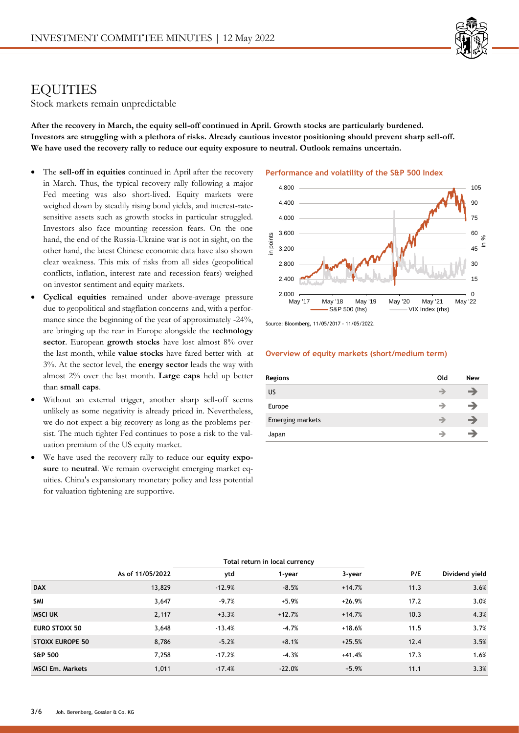# EQUITIES

Stock markets remain unpredictable

**After the recovery in March, the equity sell-off continued in April. Growth stocks are particularly burdened. Investors are struggling with a plethora of risks. Already cautious investor positioning should prevent sharp sell-off. We have used the recovery rally to reduce our equity exposure to neutral. Outlook remains uncertain.**

- The **sell-off in equities** continued in April after the recovery in March. Thus, the typical recovery rally following a major Fed meeting was also short-lived. Equity markets were weighed down by steadily rising bond yields, and interest-rate-sensitive assets such as growth stocks in particular struggled. Investors also face mounting recession fears. On the one hand, the end of the Russia-Ukraine war is not in sight, on the other hand, the latest Chinese economic data have also shown clear weakness. This mix of risks from all sides (geopolitical conflicts, inflation, interest rate and recession fears) weighed on investor sentiment and equity markets.
- **Cyclical equities** remained under above-average pressure due to geopolitical and stagflation concerns and, with a performance since the beginning of the year of approximately -24%, are bringing up the rear in Europe alongside the **technology sector**. European **growth stocks** have lost almost 8% over the last month, while **value stocks** have fared better with -at 3%. At the sector level, the **energy sector** leads the way with almost 2% over the last month. **Large caps** held up better than **small caps**.
- Without an external trigger, another sharp sell-off seems unlikely as some negativity is already priced in. Nevertheless, we do not expect a big recovery as long as the problems persist. The much tighter Fed continues to pose a risk to the valuation premium of the US equity market.
- We have used the recovery rally to reduce our **equity exposure** to **neutral**. We remain overweight emerging market equities. China's expansionary monetary policy and less potential for valuation tightening are supportive.

**Performance and volatility of the S&P 500 Index**

Source: Bloomberg, 11/05/2017 - 11/05/2022.

**Overview of equity markets (short/medium term)**

| Regions | Old | New |
|---|---|---|
| US | → | → |
| Europe | → | → |
| Emerging markets | → | → |
| Japan | → | → |

| | As of 11/05/2022 | Total return in local currency ytd | 1-year | 3-year | P/E | Dividend yield |
|---|---|---|---|---|---|---|
| **DAX** | 13,829 | -12.9% | -8.5% | +14.7% | 11.3 | 3.6% |
| **SMI** | 3,647 | -9.7% | +5.9% | +26.9% | 17.2 | 3.0% |
| **MSCI UK** | 2,117 | +3.3% | +12.7% | +14.7% | 10.3 | 4.3% |
| **EURO STOXX 50** | 3,648 | -13.4% | -4.7% | +18.6% | 11.5 | 3.7% |
| **STOXX EUROPE 50** | 8,786 | -5.2% | +8.1% | +25.5% | 12.4 | 3.5% |
| **S&P 500** | 7,258 | -17.2% | -4.3% | +41.4% | 17.3 | 1.6% |
| **MSCI Em. Markets** | 1,011 | -17.4% | -22.0% | +5.9% | 11.1 | 3.3% |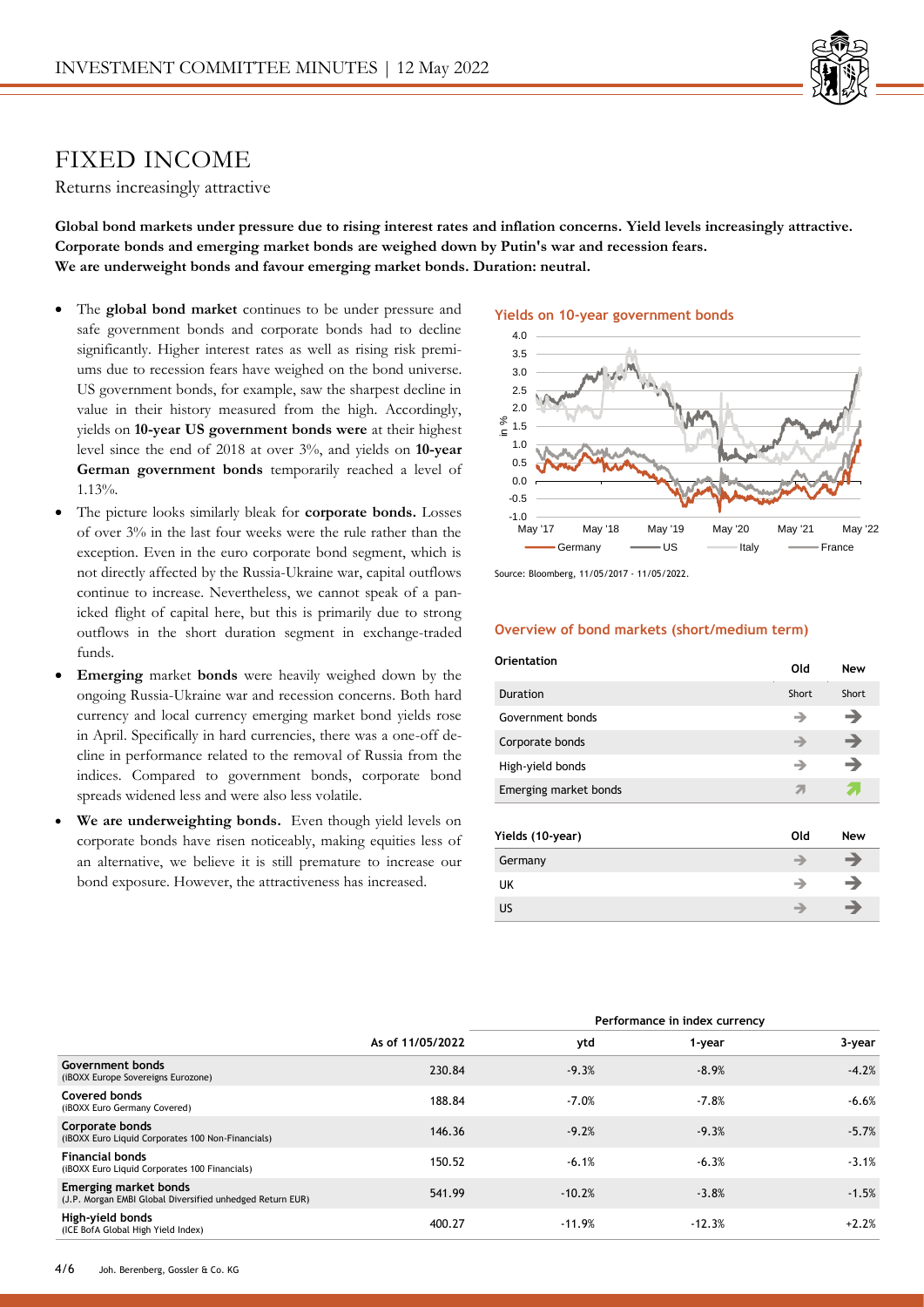# FIXED INCOME

Returns increasingly attractive

**Global bond markets under pressure due to rising interest rates and inflation concerns. Yield levels increasingly attractive. Corporate bonds and emerging market bonds are weighed down by Putin's war and recession fears. We are underweight bonds and favour emerging market bonds. Duration: neutral.**

- The **global bond market** continues to be under pressure and safe government bonds and corporate bonds had to decline significantly. Higher interest rates as well as rising risk premiums due to recession fears have weighed on the bond universe. US government bonds, for example, saw the sharpest decline in value in their history measured from the high. Accordingly, yields on **10-year US government bonds were** at their highest level since the end of 2018 at over 3%, and yields on **10-year German government bonds** temporarily reached a level of 1.13%.
- The picture looks similarly bleak for **corporate bonds.** Losses of over 3% in the last four weeks were the rule rather than the exception. Even in the euro corporate bond segment, which is not directly affected by the Russia-Ukraine war, capital outflows continue to increase. Nevertheless, we cannot speak of a panicked flight of capital here, but this is primarily due to strong outflows in the short duration segment in exchange-traded funds.
- **Emerging** market **bonds** were heavily weighed down by the ongoing Russia-Ukraine war and recession concerns. Both hard currency and local currency emerging market bond yields rose in April. Specifically in hard currencies, there was a one-off decline in performance related to the removal of Russia from the indices. Compared to government bonds, corporate bond spreads widened less and were also less volatile.
- **We are underweighting bonds.** Even though yield levels on corporate bonds have risen noticeably, making equities less of an alternative, we believe it is still premature to increase our bond exposure. However, the attractiveness has increased.

**Yields on 10-year government bonds**

Source: Bloomberg, 11/05/2017 - 11/05/2022.

**Overview of bond markets (short/medium term)**

| Orientation | Old | New |
|---|---|---|
| Duration | Short | Short |
| Government bonds | → | → |
| Corporate bonds | → | → |
| High-yield bonds | → | → |
| Emerging market bonds | ↗ | ↗ |

| Yields (10-year) | Old | New |
|---|---|---|
| Germany | → | → |
| UK | → | → |
| US | → | → |

| | As of 11/05/2022 | Performance in index currency ytd | 1-year | 3-year |
|---|---|---|---|---|
| **Government bonds** (iBOXX Europe Sovereigns Eurozone) | 230.84 | -9.3% | -8.9% | -4.2% |
| **Covered bonds** (iBOXX Euro Germany Covered) | 188.84 | -7.0% | -7.8% | -6.6% |
| **Corporate bonds** (iBOXX Euro Liquid Corporates 100 Non-Financials) | 146.36 | -9.2% | -9.3% | -5.7% |
| **Financial bonds** (iBOXX Euro Liquid Corporates 100 Financials) | 150.52 | -6.1% | -6.3% | -3.1% |
| **Emerging market bonds** (J.P. Morgan EMBI Global Diversified unhedged Return EUR) | 541.99 | -10.2% | -3.8% | -1.5% |
| **High-yield bonds** (ICE BofA Global High Yield Index) | 400.27 | -11.9% | -12.3% | +2.2% |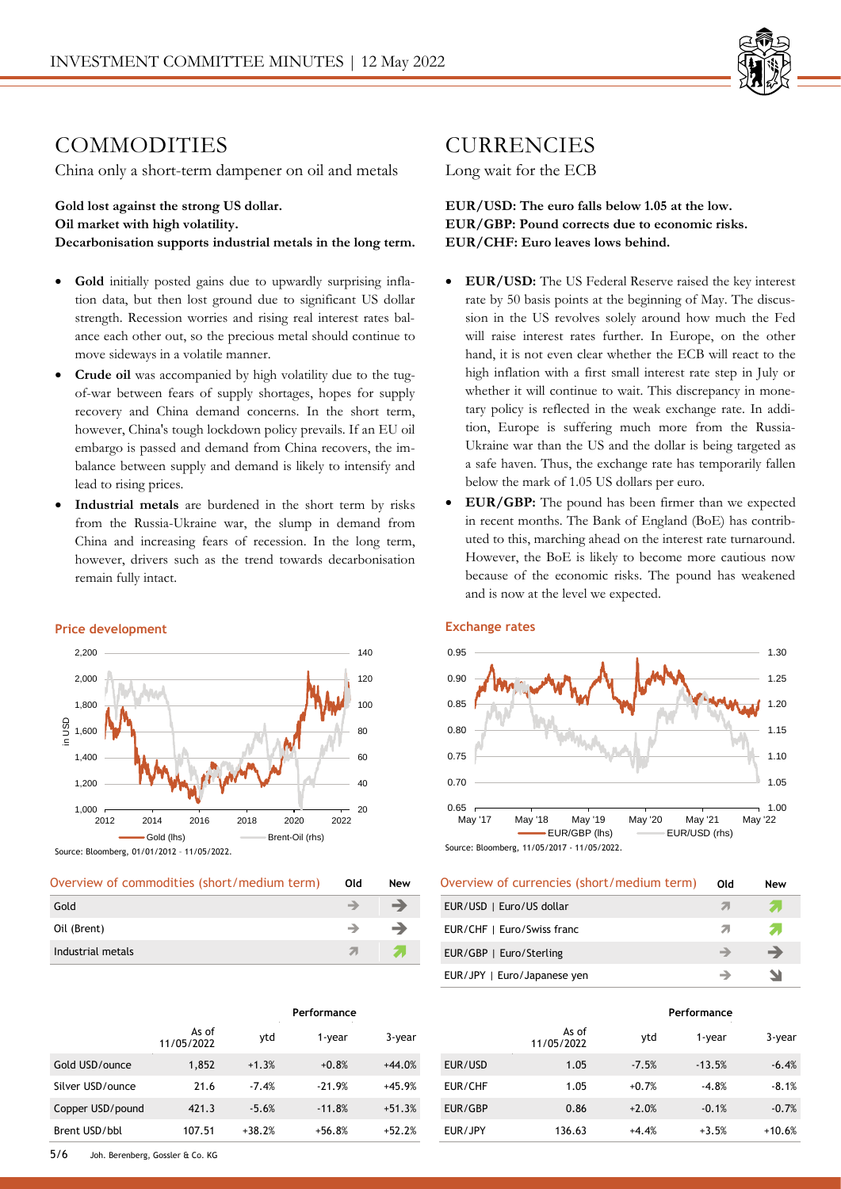# COMMODITIES

China only a short-term dampener on oil and metals

**Gold lost against the strong US dollar.**
**Oil market with high volatility.**
**Decarbonisation supports industrial metals in the long term.**

- **Gold** initially posted gains due to upwardly surprising inflation data, but then lost ground due to significant US dollar strength. Recession worries and rising real interest rates balance each other out, so the precious metal should continue to move sideways in a volatile manner.
- **Crude oil** was accompanied by high volatility due to the tug-of-war between fears of supply shortages, hopes for supply recovery and China demand concerns. In the short term, however, China's tough lockdown policy prevails. If an EU oil embargo is passed and demand from China recovers, the imbalance between supply and demand is likely to intensify and lead to rising prices.
- **Industrial metals** are burdened in the short term by risks from the Russia-Ukraine war, the slump in demand from China and increasing fears of recession. In the long term, however, drivers such as the trend towards decarbonisation remain fully intact.

**Price development**

Source: Bloomberg, 01/01/2012 - 11/05/2022.

| Overview of commodities (short/medium term) | Old | New |
|---|---|---|
| Gold | → | → |
| Oil (Brent) | → | → |
| Industrial metals | ↗ | ↗ |

| | As of 11/05/2022 | Performance | | |
|---|---|---|---|---|
| | | ytd | 1-year | 3-year |
| Gold USD/ounce | 1,852 | +1.3% | +0.8% | +44.0% |
| Silver USD/ounce | 21.6 | -7.4% | -21.9% | +45.9% |
| Copper USD/pound | 421.3 | -5.6% | -11.8% | +51.3% |
| Brent USD/bbl | 107.51 | +38.2% | +56.8% | +52.2% |

# CURRENCIES

Long wait for the ECB

**EUR/USD: The euro falls below 1.05 at the low.**
**EUR/GBP: Pound corrects due to economic risks.**
**EUR/CHF: Euro leaves lows behind.**

- **EUR/USD:** The US Federal Reserve raised the key interest rate by 50 basis points at the beginning of May. The discussion in the US revolves solely around how much the Fed will raise interest rates further. In Europe, on the other hand, it is not even clear whether the ECB will react to the high inflation with a first small interest rate step in July or whether it will continue to wait. This discrepancy in monetary policy is reflected in the weak exchange rate. In addition, Europe is suffering much more from the Russia-Ukraine war than the US and the dollar is being targeted as a safe haven. Thus, the exchange rate has temporarily fallen below the mark of 1.05 US dollars per euro.
- **EUR/GBP:** The pound has been firmer than we expected in recent months. The Bank of England (BoE) has contributed to this, marching ahead on the interest rate turnaround. However, the BoE is likely to become more cautious now because of the economic risks. The pound has weakened and is now at the level we expected.

**Exchange rates**

Source: Bloomberg, 11/05/2017 - 11/05/2022.

| Overview of currencies (short/medium term) | Old | New |
|---|---|---|
| EUR/USD \| Euro/US dollar | ↗ | ↗ |
| EUR/CHF \| Euro/Swiss franc | ↗ | ↗ |
| EUR/GBP \| Euro/Sterling | → | → |
| EUR/JPY \| Euro/Japanese yen | → | ↘ |

| | As of 11/05/2022 | Performance | | |
|---|---|---|---|---|
| | | ytd | 1-year | 3-year |
| EUR/USD | 1.05 | -7.5% | -13.5% | -6.4% |
| EUR/CHF | 1.05 | +0.7% | -4.8% | -8.1% |
| EUR/GBP | 0.86 | +2.0% | -0.1% | -0.7% |
| EUR/JPY | 136.63 | +4.4% | +3.5% | +10.6% |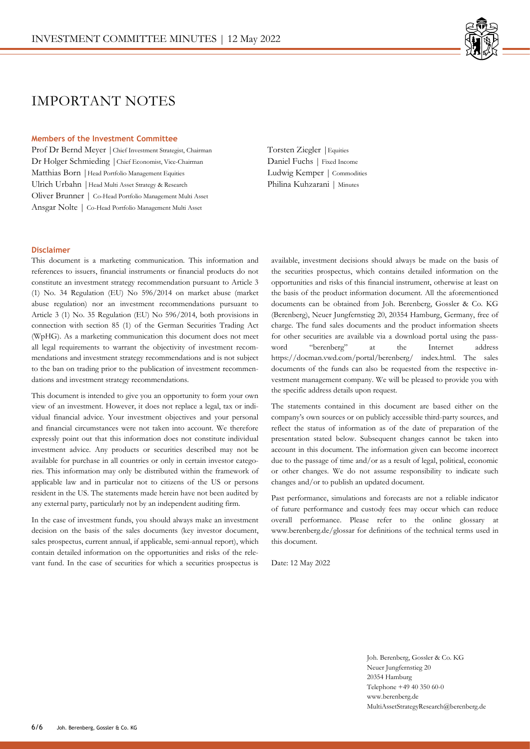# IMPORTANT NOTES

### Members of the Investment Committee

Prof Dr Bernd Meyer | Chief Investment Strategist, Chairman
Dr Holger Schmieding | Chief Economist, Vice-Chairman
Matthias Born | Head Portfolio Management Equities
Ulrich Urbahn | Head Multi Asset Strategy & Research
Oliver Brunner | Co-Head Portfolio Management Multi Asset
Ansgar Nolte | Co-Head Portfolio Management Multi Asset
Torsten Ziegler | Equities
Daniel Fuchs | Fixed Income
Ludwig Kemper | Commodities
Philina Kuhzarani | Minutes

### Disclaimer

This document is a marketing communication. This information and references to issuers, financial instruments or financial products do not constitute an investment strategy recommendation pursuant to Article 3 (1) No. 34 Regulation (EU) No 596/2014 on market abuse (market abuse regulation) nor an investment recommendations pursuant to Article 3 (1) No. 35 Regulation (EU) No 596/2014, both provisions in connection with section 85 (1) of the German Securities Trading Act (WpHG). As a marketing communication this document does not meet all legal requirements to warrant the objectivity of investment recommendations and investment strategy recommendations and is not subject to the ban on trading prior to the publication of investment recommendations and investment strategy recommendations.

This document is intended to give you an opportunity to form your own view of an investment. However, it does not replace a legal, tax or individual financial advice. Your investment objectives and your personal and financial circumstances were not taken into account. We therefore expressly point out that this information does not constitute individual investment advice. Any products or securities described may not be available for purchase in all countries or only in certain investor categories. This information may only be distributed within the framework of applicable law and in particular not to citizens of the US or persons resident in the US. The statements made herein have not been audited by any external party, particularly not by an independent auditing firm.

In the case of investment funds, you should always make an investment decision on the basis of the sales documents (key investor document, sales prospectus, current annual, if applicable, semi-annual report), which contain detailed information on the opportunities and risks of the relevant fund. In the case of securities for which a securities prospectus is available, investment decisions should always be made on the basis of the securities prospectus, which contains detailed information on the opportunities and risks of this financial instrument, otherwise at least on the basis of the product information document. All the aforementioned documents can be obtained from Joh. Berenberg, Gossler & Co. KG (Berenberg), Neuer Jungfernstieg 20, 20354 Hamburg, Germany, free of charge. The fund sales documents and the product information sheets for other securities are available via a download portal using the password "berenberg" at the Internet address https://docman.vwd.com/portal/berenberg/ index.html. The sales documents of the funds can also be requested from the respective investment management company. We will be pleased to provide you with the specific address details upon request.

The statements contained in this document are based either on the company's own sources or on publicly accessible third-party sources, and reflect the status of information as of the date of preparation of the presentation stated below. Subsequent changes cannot be taken into account in this document. The information given can become incorrect due to the passage of time and/or as a result of legal, political, economic or other changes. We do not assume responsibility to indicate such changes and/or to publish an updated document.

Past performance, simulations and forecasts are not a reliable indicator of future performance and custody fees may occur which can reduce overall performance. Please refer to the online glossary at www.berenberg.de/glossar for definitions of the technical terms used in this document.

Date: 12 May 2022

Joh. Berenberg, Gossler & Co. KG
Neuer Jungfernstieg 20
20354 Hamburg
Telephone +49 40 350 60-0
www.berenberg.de
MultiAssetStrategyResearch@berenberg.de